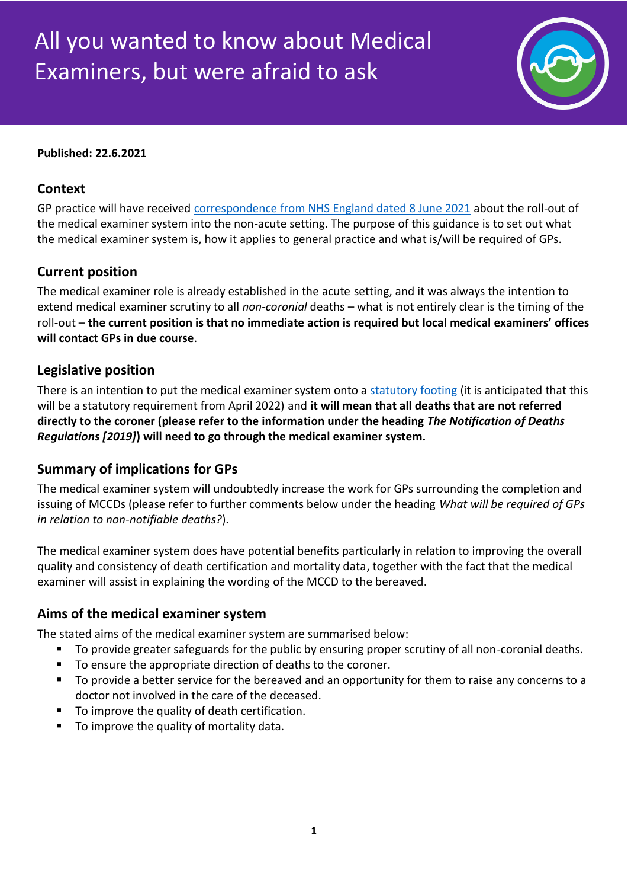# All you wanted to know about Medical Examiners, but were afraid to ask

**Published: 22.6.2021**

## Context

GP practice will have received correspondence from NHS England dated 8 June 2021 about the roll-out of the medical examiner system into the non-acute setting. The purpose of this guidance is to set out what the medical examiner system is, how it applies to general practice and what is/will be required of GPs.

## Current position

The medical examiner role is already established in the acute setting, and it was always the intention to extend medical examiner scrutiny to all *non-coronial* deaths – what is not entirely clear is the timing of the roll-out – **the current position is that no immediate action is required but local medical examiners' offices will contact GPs in due course**.

## Legislative position

There is an intention to put the medical examiner system onto a statutory footing (it is anticipated that this will be a statutory requirement from April 2022) and **it will mean that all deaths that are not referred directly to the coroner (please refer to the information under the heading *The Notification of Deaths Regulations [2019]*) will need to go through the medical examiner system.**

## Summary of implications for GPs

The medical examiner system will undoubtedly increase the work for GPs surrounding the completion and issuing of MCCDs (please refer to further comments below under the heading *What will be required of GPs in relation to non-notifiable deaths?*).

The medical examiner system does have potential benefits particularly in relation to improving the overall quality and consistency of death certification and mortality data, together with the fact that the medical examiner will assist in explaining the wording of the MCCD to the bereaved.

## Aims of the medical examiner system

The stated aims of the medical examiner system are summarised below:

- To provide greater safeguards for the public by ensuring proper scrutiny of all non-coronial deaths.
- To ensure the appropriate direction of deaths to the coroner.
- To provide a better service for the bereaved and an opportunity for them to raise any concerns to a doctor not involved in the care of the deceased.
- To improve the quality of death certification.
- To improve the quality of mortality data.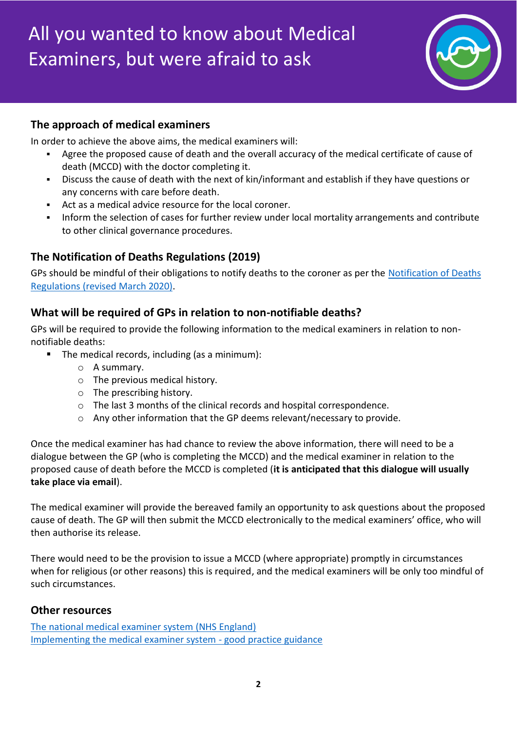# All you wanted to know about Medical Examiners, but were afraid to ask

## The approach of medical examiners

In order to achieve the above aims, the medical examiners will:

- Agree the proposed cause of death and the overall accuracy of the medical certificate of cause of death (MCCD) with the doctor completing it.
- Discuss the cause of death with the next of kin/informant and establish if they have questions or any concerns with care before death.
- Act as a medical advice resource for the local coroner.
- Inform the selection of cases for further review under local mortality arrangements and contribute to other clinical governance procedures.

## The Notification of Deaths Regulations (2019)

GPs should be mindful of their obligations to notify deaths to the coroner as per the [Notification of Deaths Regulations (revised March 2020)](#).

## What will be required of GPs in relation to non-notifiable deaths?

GPs will be required to provide the following information to the medical examiners in relation to non-notifiable deaths:

- The medical records, including (as a minimum):
  - A summary.
  - The previous medical history.
  - The prescribing history.
  - The last 3 months of the clinical records and hospital correspondence.
  - Any other information that the GP deems relevant/necessary to provide.

Once the medical examiner has had chance to review the above information, there will need to be a dialogue between the GP (who is completing the MCCD) and the medical examiner in relation to the proposed cause of death before the MCCD is completed (**it is anticipated that this dialogue will usually take place via email**).

The medical examiner will provide the bereaved family an opportunity to ask questions about the proposed cause of death. The GP will then submit the MCCD electronically to the medical examiners' office, who will then authorise its release.

There would need to be the provision to issue a MCCD (where appropriate) promptly in circumstances when for religious (or other reasons) this is required, and the medical examiners will be only too mindful of such circumstances.

## Other resources

[The national medical examiner system (NHS England)](#)
[Implementing the medical examiner system - good practice guidance](#)